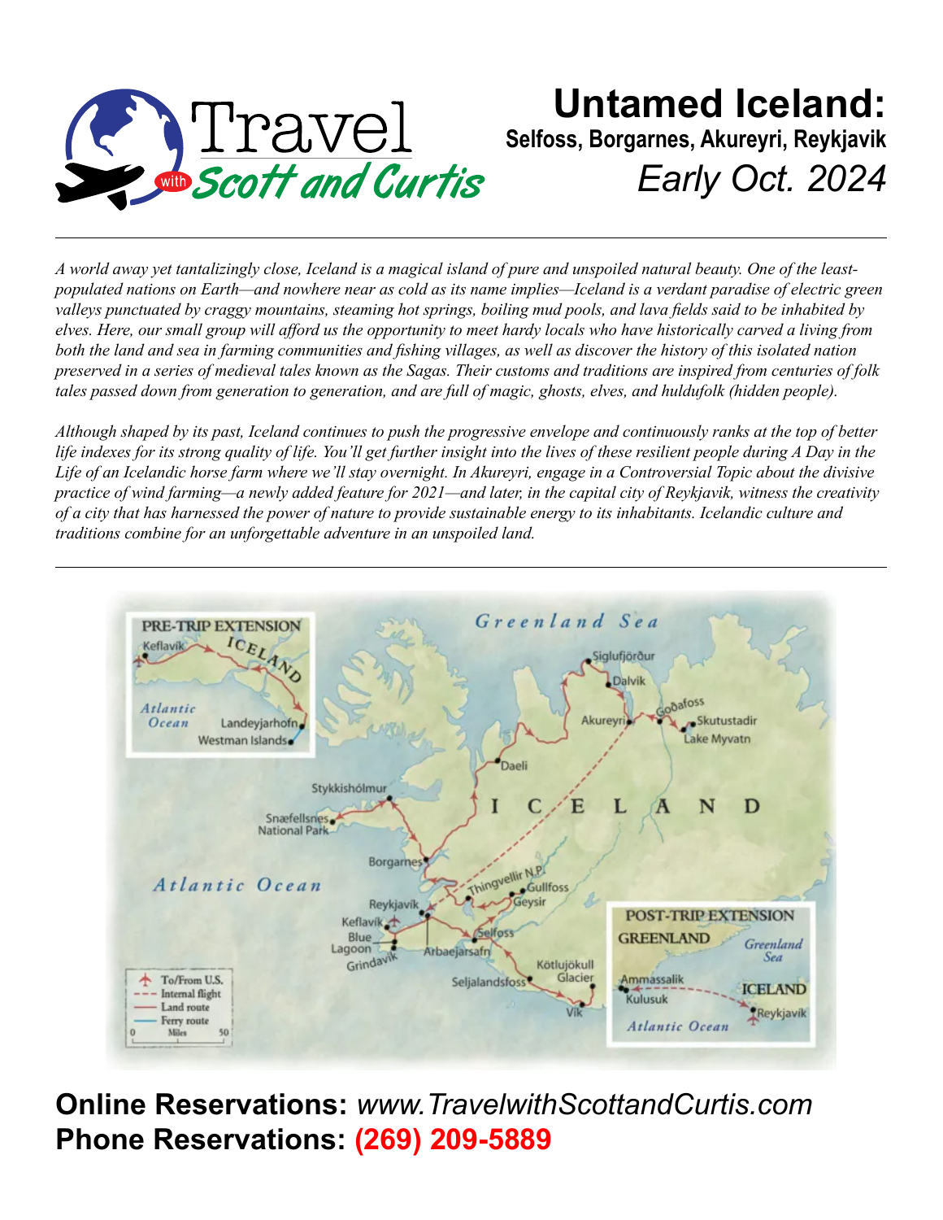Travel *with* Scott and Curtis

# Untamed Iceland:

**Selfoss, Borgarnes, Akureyri, Reykjavik**

*Early Oct. 2024*

---

*A world away yet tantalizingly close, Iceland is a magical island of pure and unspoiled natural beauty. One of the least-populated nations on Earth—and nowhere near as cold as its name implies—Iceland is a verdant paradise of electric green valleys punctuated by craggy mountains, steaming hot springs, boiling mud pools, and lava fields said to be inhabited by elves. Here, our small group will afford us the opportunity to meet hardy locals who have historically carved a living from both the land and sea in farming communities and fishing villages, as well as discover the history of this isolated nation preserved in a series of medieval tales known as the Sagas. Their customs and traditions are inspired from centuries of folk tales passed down from generation to generation, and are full of magic, ghosts, elves, and huldufolk (hidden people).*

*Although shaped by its past, Iceland continues to push the progressive envelope and continuously ranks at the top of better life indexes for its strong quality of life. You'll get further insight into the lives of these resilient people during A Day in the Life of an Icelandic horse farm where we'll stay overnight. In Akureyri, engage in a Controversial Topic about the divisive practice of wind farming—a newly added feature for 2021—and later, in the capital city of Reykjavik, witness the creativity of a city that has harnessed the power of nature to provide sustainable energy to its inhabitants. Icelandic culture and traditions combine for an unforgettable adventure in an unspoiled land.*

---

**Online Reservations:** *www.TravelwithScottandCurtis.com*
**Phone Reservations:** **(269) 209-5889**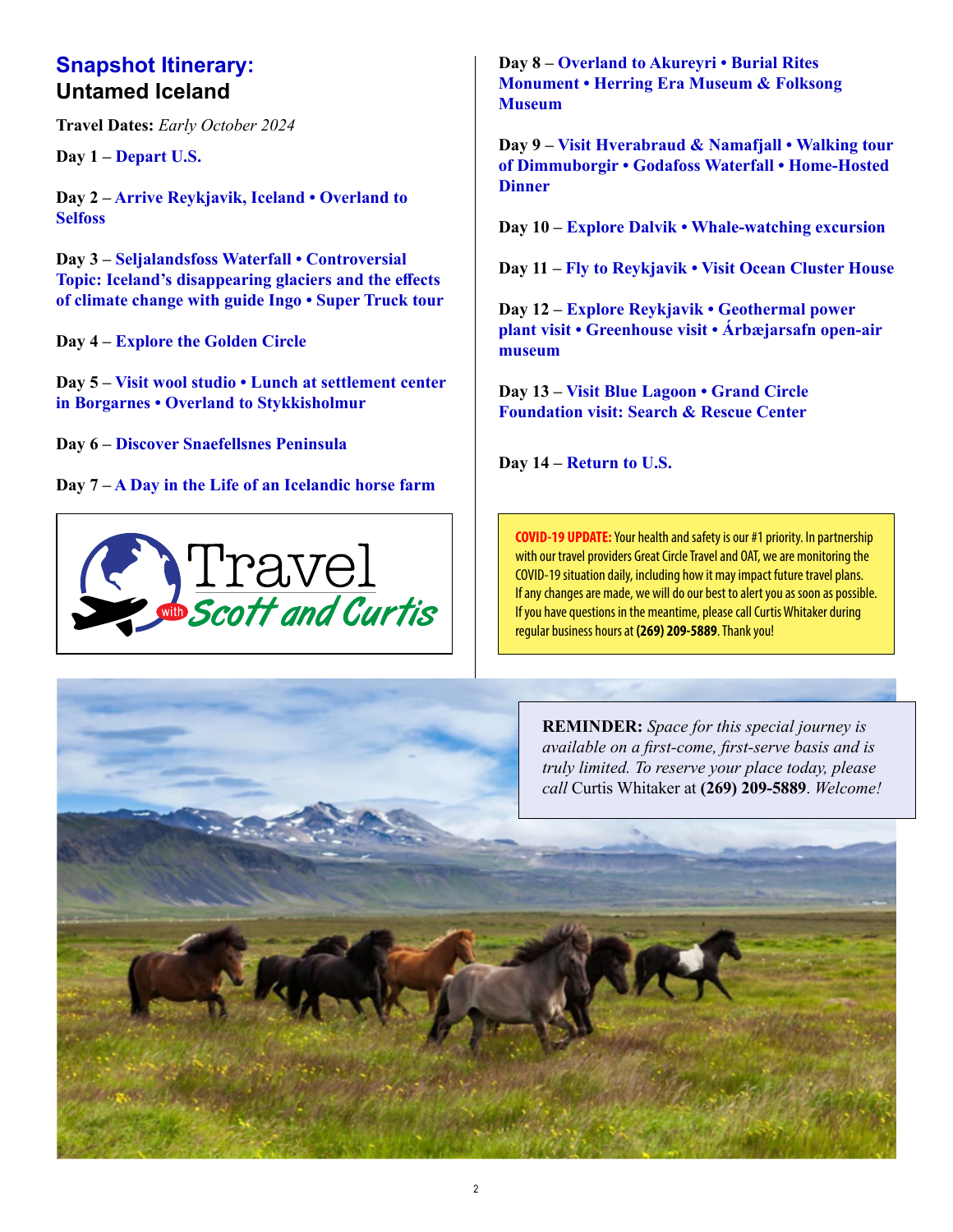# Snapshot Itinerary:
## Untamed Iceland

**Travel Dates:** *Early October 2024*

**Day 1 –** **Depart U.S.**

**Day 2 –** **Arrive Reykjavik, Iceland • Overland to Selfoss**

**Day 3 –** **Seljalandsfoss Waterfall • Controversial Topic: Iceland's disappearing glaciers and the effects of climate change with guide Ingo • Super Truck tour**

**Day 4 –** **Explore the Golden Circle**

**Day 5 –** **Visit wool studio • Lunch at settlement center in Borgarnes • Overland to Stykkisholmur**

**Day 6 –** **Discover Snaefellsnes Peninsula**

**Day 7 –** **A Day in the Life of an Icelandic horse farm**

Travel with Scott and Curtis

**Day 8 –** **Overland to Akureyri • Burial Rites Monument • Herring Era Museum & Folksong Museum**

**Day 9 –** **Visit Hverabraud & Namafjall • Walking tour of Dimmuborgir • Godafoss Waterfall • Home-Hosted Dinner**

**Day 10 –** **Explore Dalvik • Whale-watching excursion**

**Day 11 –** **Fly to Reykjavik • Visit Ocean Cluster House**

**Day 12 –** **Explore Reykjavik • Geothermal power plant visit • Greenhouse visit • Árbæjarsafn open-air museum**

**Day 13 –** **Visit Blue Lagoon • Grand Circle Foundation visit: Search & Rescue Center**

**Day 14 –** **Return to U.S.**

**COVID-19 UPDATE:** Your health and safety is our #1 priority. In partnership with our travel providers Great Circle Travel and OAT, we are monitoring the COVID-19 situation daily, including how it may impact future travel plans. If any changes are made, we will do our best to alert you as soon as possible. If you have questions in the meantime, please call Curtis Whitaker during regular business hours at **(269) 209-5889**. Thank you!

**REMINDER:** *Space for this special journey is available on a first-come, first-serve basis and is truly limited. To reserve your place today, please call* Curtis Whitaker at **(269) 209-5889**. *Welcome!*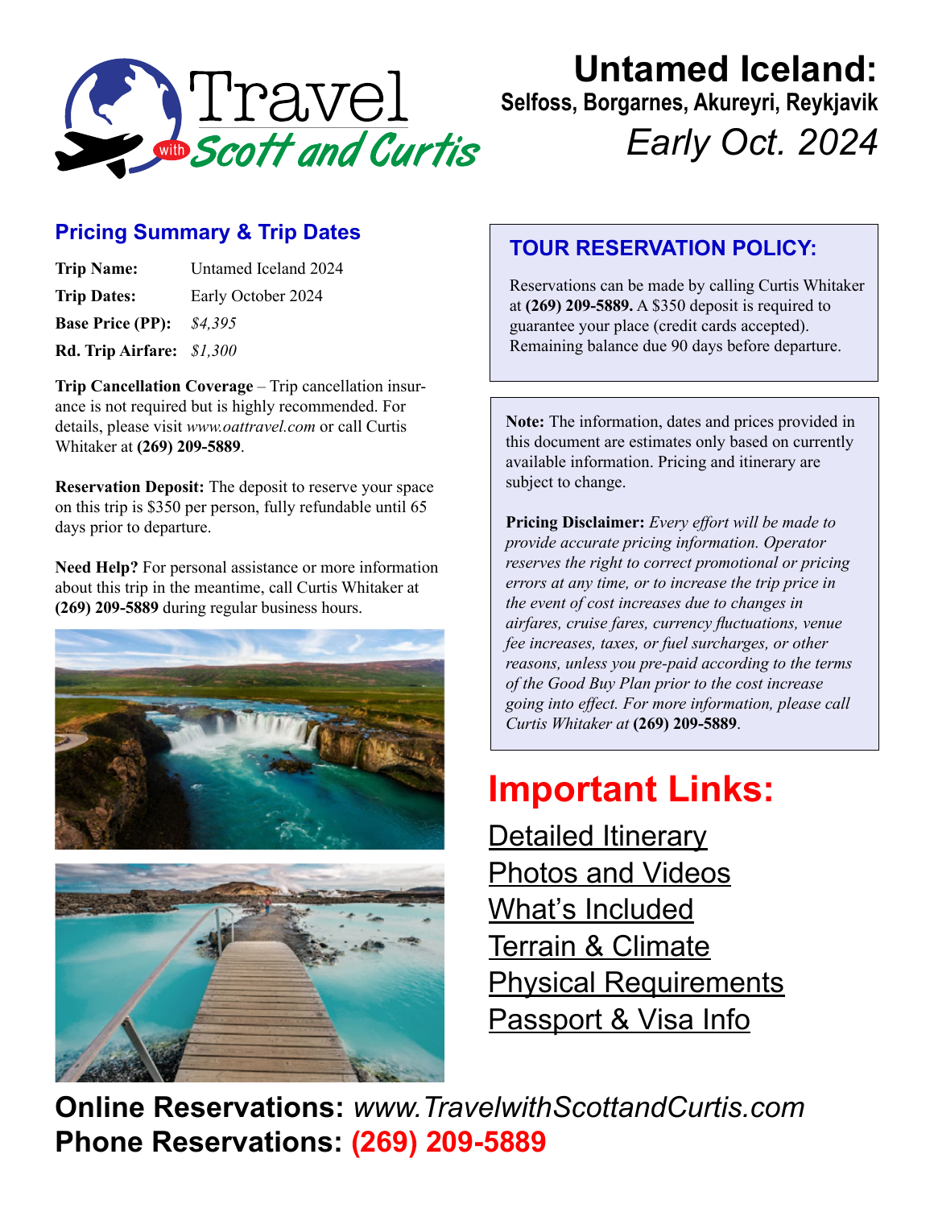Travel with Scott and Curtis

# Untamed Iceland:

**Selfoss, Borgarnes, Akureyri, Reykjavik**

*Early Oct. 2024*

## Pricing Summary & Trip Dates

| | |
|---|---|
| **Trip Name:** | Untamed Iceland 2024 |
| **Trip Dates:** | Early October 2024 |
| **Base Price (PP):** | *$4,395* |
| **Rd. Trip Airfare:** | *$1,300* |

**Trip Cancellation Coverage** – Trip cancellation insurance is not required but is highly recommended. For details, please visit *www.oattravel.com* or call Curtis Whitaker at **(269) 209-5889**.

**Reservation Deposit:** The deposit to reserve your space on this trip is $350 per person, fully refundable until 65 days prior to departure.

**Need Help?** For personal assistance or more information about this trip in the meantime, call Curtis Whitaker at **(269) 209-5889** during regular business hours.

## TOUR RESERVATION POLICY:

Reservations can be made by calling Curtis Whitaker at **(269) 209-5889.** A $350 deposit is required to guarantee your place (credit cards accepted). Remaining balance due 90 days before departure.

**Note:** The information, dates and prices provided in this document are estimates only based on currently available information. Pricing and itinerary are subject to change.

**Pricing Disclaimer:** *Every effort will be made to provide accurate pricing information. Operator reserves the right to correct promotional or pricing errors at any time, or to increase the trip price in the event of cost increases due to changes in airfares, cruise fares, currency fluctuations, venue fee increases, taxes, or fuel surcharges, or other reasons, unless you pre-paid according to the terms of the Good Buy Plan prior to the cost increase going into effect. For more information, please call Curtis Whitaker at* **(269) 209-5889**.

## Important Links:

- Detailed Itinerary
- Photos and Videos
- What's Included
- Terrain & Climate
- Physical Requirements
- Passport & Visa Info

**Online Reservations:** *www.TravelwithScottandCurtis.com*
**Phone Reservations:** **(269) 209-5889**